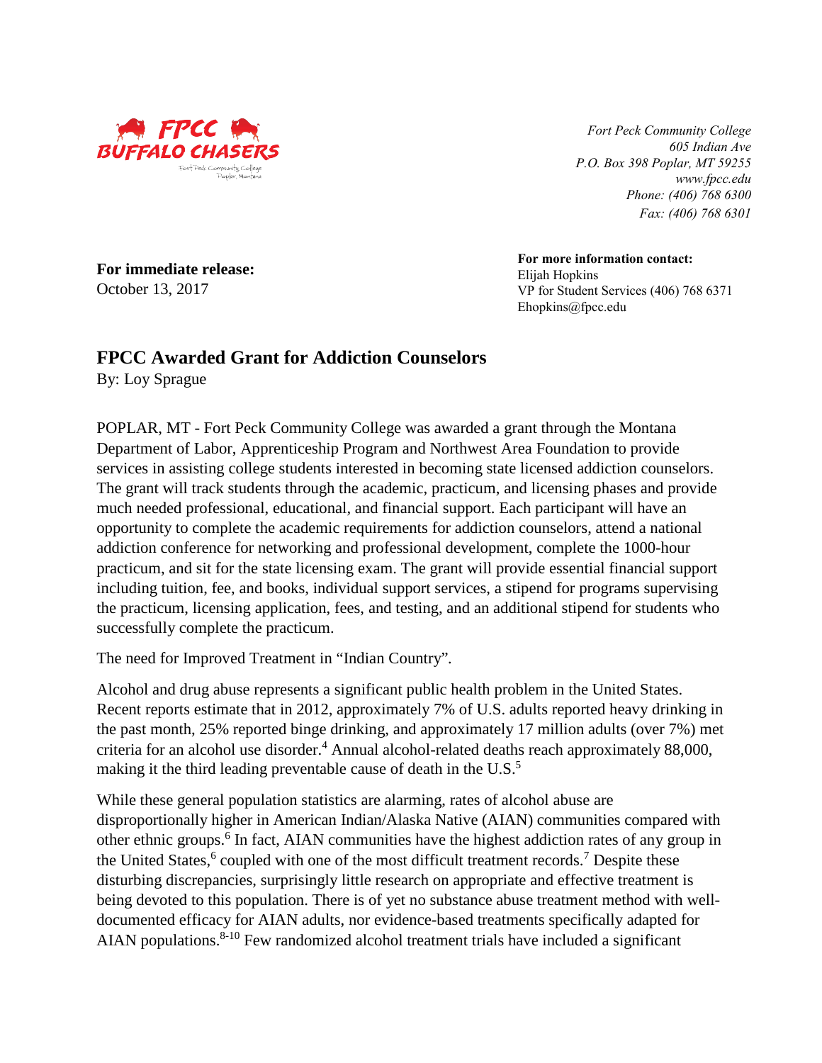FPCC BUFFALO CHASERS
Fort Peck Community College
Poplar, Montana

*Fort Peck Community College*
*605 Indian Ave*
*P.O. Box 398 Poplar, MT 59255*
*www.fpcc.edu*
*Phone: (406) 768 6300*
*Fax: (406) 768 6301*

**For immediate release:**
October 13, 2017

**For more information contact:**
Elijah Hopkins
VP for Student Services (406) 768 6371
Ehopkins@fpcc.edu

## FPCC Awarded Grant for Addiction Counselors

By: Loy Sprague

POPLAR, MT - Fort Peck Community College was awarded a grant through the Montana Department of Labor, Apprenticeship Program and Northwest Area Foundation to provide services in assisting college students interested in becoming state licensed addiction counselors. The grant will track students through the academic, practicum, and licensing phases and provide much needed professional, educational, and financial support. Each participant will have an opportunity to complete the academic requirements for addiction counselors, attend a national addiction conference for networking and professional development, complete the 1000-hour practicum, and sit for the state licensing exam. The grant will provide essential financial support including tuition, fee, and books, individual support services, a stipend for programs supervising the practicum, licensing application, fees, and testing, and an additional stipend for students who successfully complete the practicum.

The need for Improved Treatment in "Indian Country".

Alcohol and drug abuse represents a significant public health problem in the United States. Recent reports estimate that in 2012, approximately 7% of U.S. adults reported heavy drinking in the past month, 25% reported binge drinking, and approximately 17 million adults (over 7%) met criteria for an alcohol use disorder.[4] Annual alcohol-related deaths reach approximately 88,000, making it the third leading preventable cause of death in the U.S.[5]

While these general population statistics are alarming, rates of alcohol abuse are disproportionally higher in American Indian/Alaska Native (AIAN) communities compared with other ethnic groups.[6] In fact, AIAN communities have the highest addiction rates of any group in the United States,[6] coupled with one of the most difficult treatment records.[7] Despite these disturbing discrepancies, surprisingly little research on appropriate and effective treatment is being devoted to this population. There is of yet no substance abuse treatment method with well-documented efficacy for AIAN adults, nor evidence-based treatments specifically adapted for AIAN populations.[8-10] Few randomized alcohol treatment trials have included a significant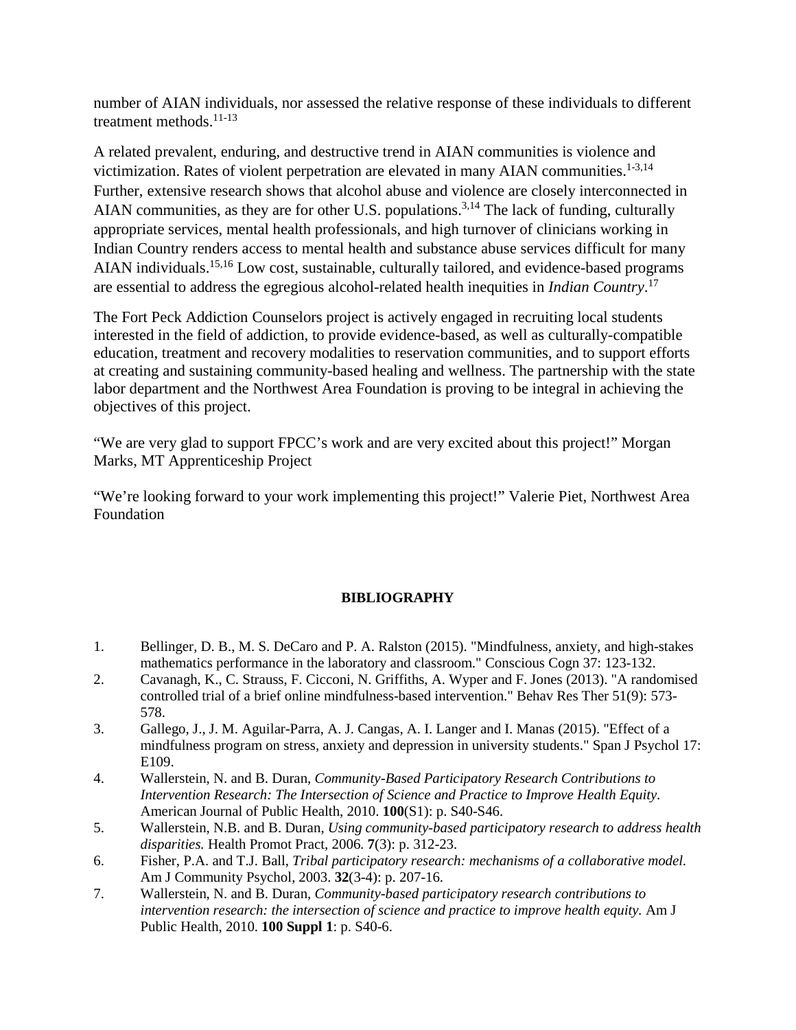number of AIAN individuals, nor assessed the relative response of these individuals to different treatment methods.[11-13]

A related prevalent, enduring, and destructive trend in AIAN communities is violence and victimization. Rates of violent perpetration are elevated in many AIAN communities.[1-3,14] Further, extensive research shows that alcohol abuse and violence are closely interconnected in AIAN communities, as they are for other U.S. populations.[3,14] The lack of funding, culturally appropriate services, mental health professionals, and high turnover of clinicians working in Indian Country renders access to mental health and substance abuse services difficult for many AIAN individuals.[15,16] Low cost, sustainable, culturally tailored, and evidence-based programs are essential to address the egregious alcohol-related health inequities in *Indian Country*.[17]

The Fort Peck Addiction Counselors project is actively engaged in recruiting local students interested in the field of addiction, to provide evidence-based, as well as culturally-compatible education, treatment and recovery modalities to reservation communities, and to support efforts at creating and sustaining community-based healing and wellness. The partnership with the state labor department and the Northwest Area Foundation is proving to be integral in achieving the objectives of this project.

"We are very glad to support FPCC's work and are very excited about this project!" Morgan Marks, MT Apprenticeship Project

"We're looking forward to your work implementing this project!" Valerie Piet, Northwest Area Foundation

**BIBLIOGRAPHY**

1. Bellinger, D. B., M. S. DeCaro and P. A. Ralston (2015). "Mindfulness, anxiety, and high-stakes mathematics performance in the laboratory and classroom." Conscious Cogn 37: 123-132.
2. Cavanagh, K., C. Strauss, F. Cicconi, N. Griffiths, A. Wyper and F. Jones (2013). "A randomised controlled trial of a brief online mindfulness-based intervention." Behav Res Ther 51(9): 573-578.
3. Gallego, J., J. M. Aguilar-Parra, A. J. Cangas, A. I. Langer and I. Manas (2015). "Effect of a mindfulness program on stress, anxiety and depression in university students." Span J Psychol 17: E109.
4. Wallerstein, N. and B. Duran, *Community-Based Participatory Research Contributions to Intervention Research: The Intersection of Science and Practice to Improve Health Equity*. American Journal of Public Health, 2010. **100**(S1): p. S40-S46.
5. Wallerstein, N.B. and B. Duran, *Using community-based participatory research to address health disparities.* Health Promot Pract, 2006. **7**(3): p. 312-23.
6. Fisher, P.A. and T.J. Ball, *Tribal participatory research: mechanisms of a collaborative model.* Am J Community Psychol, 2003. **32**(3-4): p. 207-16.
7. Wallerstein, N. and B. Duran, *Community-based participatory research contributions to intervention research: the intersection of science and practice to improve health equity.* Am J Public Health, 2010. **100 Suppl 1**: p. S40-6.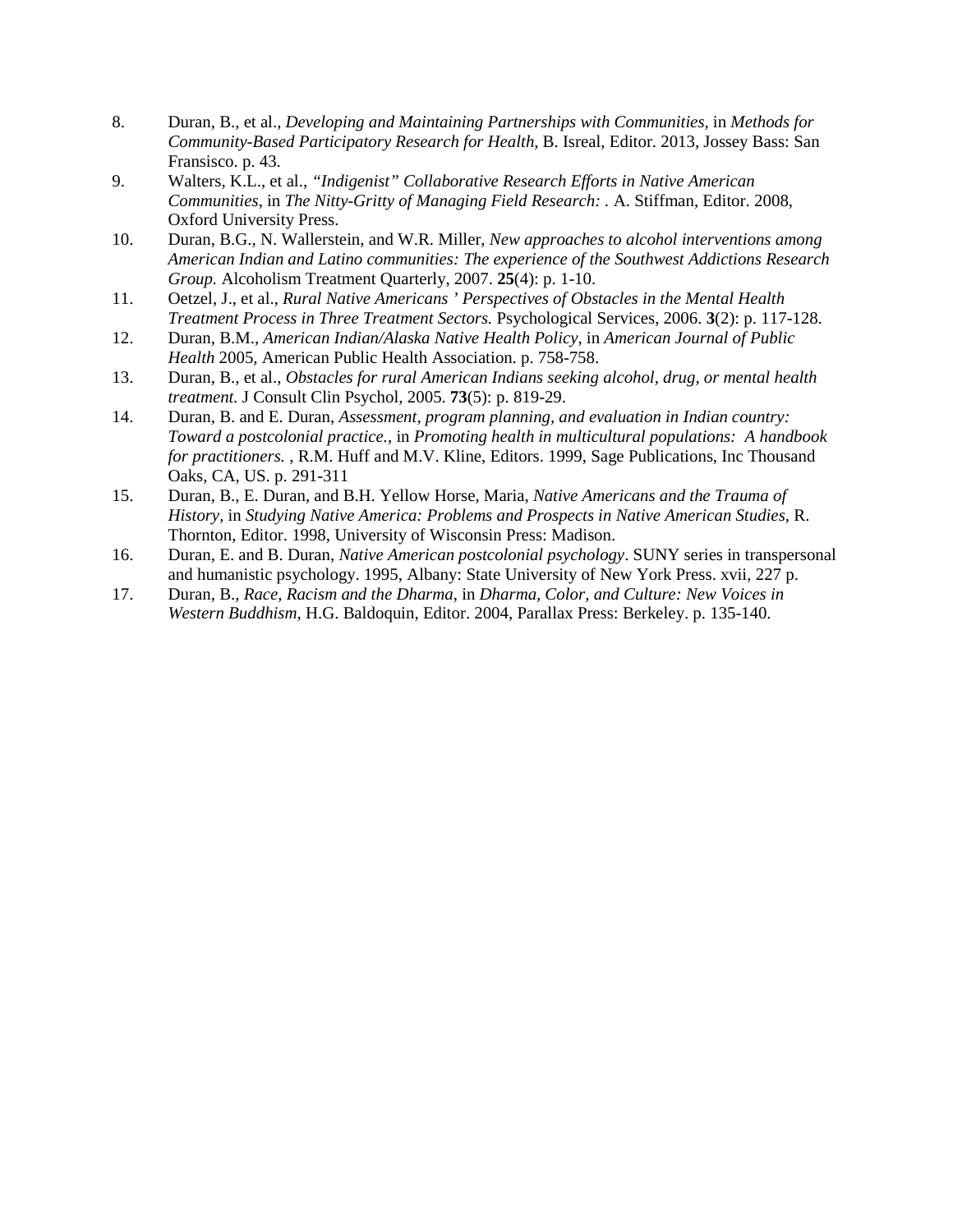8. Duran, B., et al., *Developing and Maintaining Partnerships with Communities*, in *Methods for Community-Based Participatory Research for Health*, B. Isreal, Editor. 2013, Jossey Bass: San Fransisco. p. 43.
9. Walters, K.L., et al., *"Indigenist" Collaborative Research Efforts in Native American Communities*, in *The Nitty-Gritty of Managing Field Research: .* A. Stiffman, Editor. 2008, Oxford University Press.
10. Duran, B.G., N. Wallerstein, and W.R. Miller, *New approaches to alcohol interventions among American Indian and Latino communities: The experience of the Southwest Addictions Research Group.* Alcoholism Treatment Quarterly, 2007. **25**(4): p. 1-10.
11. Oetzel, J., et al., *Rural Native Americans ' Perspectives of Obstacles in the Mental Health Treatment Process in Three Treatment Sectors.* Psychological Services, 2006. **3**(2): p. 117-128.
12. Duran, B.M., *American Indian/Alaska Native Health Policy*, in *American Journal of Public Health* 2005, American Public Health Association. p. 758-758.
13. Duran, B., et al., *Obstacles for rural American Indians seeking alcohol, drug, or mental health treatment.* J Consult Clin Psychol, 2005. **73**(5): p. 819-29.
14. Duran, B. and E. Duran, *Assessment, program planning, and evaluation in Indian country: Toward a postcolonial practice.*, in *Promoting health in multicultural populations: A handbook for practitioners.* , R.M. Huff and M.V. Kline, Editors. 1999, Sage Publications, Inc Thousand Oaks, CA, US. p. 291-311
15. Duran, B., E. Duran, and B.H. Yellow Horse, Maria, *Native Americans and the Trauma of History*, in *Studying Native America: Problems and Prospects in Native American Studies*, R. Thornton, Editor. 1998, University of Wisconsin Press: Madison.
16. Duran, E. and B. Duran, *Native American postcolonial psychology*. SUNY series in transpersonal and humanistic psychology. 1995, Albany: State University of New York Press. xvii, 227 p.
17. Duran, B., *Race, Racism and the Dharma*, in *Dharma, Color, and Culture: New Voices in Western Buddhism*, H.G. Baldoquin, Editor. 2004, Parallax Press: Berkeley. p. 135-140.